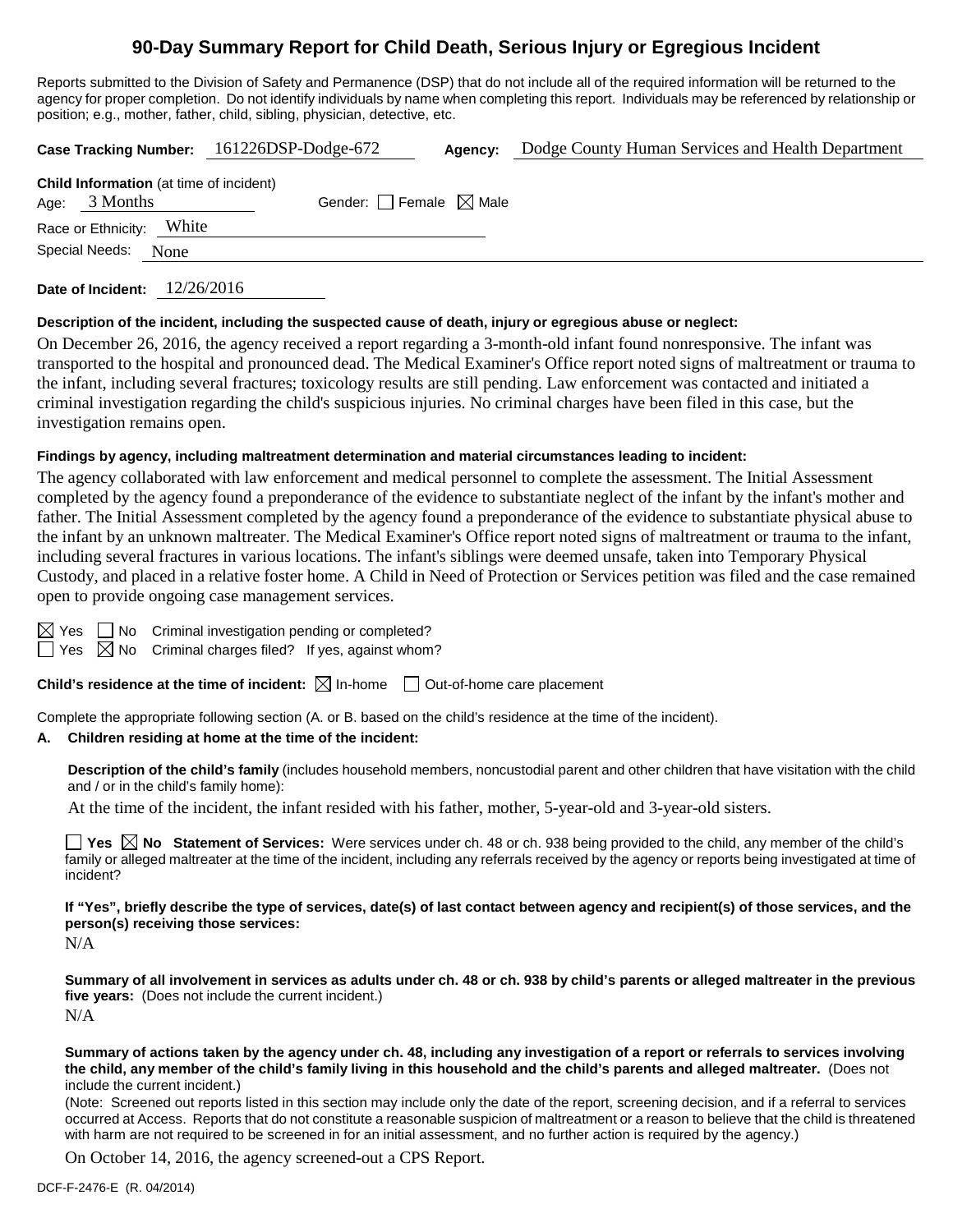# 90-Day Summary Report for Child Death, Serious Injury or Egregious Incident

Reports submitted to the Division of Safety and Permanence (DSP) that do not include all of the required information will be returned to the agency for proper completion. Do not identify individuals by name when completing this report. Individuals may be referenced by relationship or position; e.g., mother, father, child, sibling, physician, detective, etc.

**Case Tracking Number:** 161226DSP-Dodge-672 **Agency:** Dodge County Human Services and Health Department

**Child Information** (at time of incident)

Age: 3 Months Gender: ☐ Female ☒ Male

Race or Ethnicity: White

Special Needs: None

**Date of Incident:** 12/26/2016

**Description of the incident, including the suspected cause of death, injury or egregious abuse or neglect:**

On December 26, 2016, the agency received a report regarding a 3-month-old infant found nonresponsive. The infant was transported to the hospital and pronounced dead. The Medical Examiner's Office report noted signs of maltreatment or trauma to the infant, including several fractures; toxicology results are still pending. Law enforcement was contacted and initiated a criminal investigation regarding the child's suspicious injuries. No criminal charges have been filed in this case, but the investigation remains open.

**Findings by agency, including maltreatment determination and material circumstances leading to incident:**

The agency collaborated with law enforcement and medical personnel to complete the assessment. The Initial Assessment completed by the agency found a preponderance of the evidence to substantiate neglect of the infant by the infant's mother and father. The Initial Assessment completed by the agency found a preponderance of the evidence to substantiate physical abuse to the infant by an unknown maltreater. The Medical Examiner's Office report noted signs of maltreatment or trauma to the infant, including several fractures in various locations. The infant's siblings were deemed unsafe, taken into Temporary Physical Custody, and placed in a relative foster home. A Child in Need of Protection or Services petition was filed and the case remained open to provide ongoing case management services.

☒ Yes ☐ No Criminal investigation pending or completed?

☐ Yes ☒ No Criminal charges filed? If yes, against whom?

**Child's residence at the time of incident:** ☒ In-home ☐ Out-of-home care placement

Complete the appropriate following section (A. or B. based on the child's residence at the time of the incident).

**A. Children residing at home at the time of the incident:**

**Description of the child's family** (includes household members, noncustodial parent and other children that have visitation with the child and / or in the child's family home):

At the time of the incident, the infant resided with his father, mother, 5-year-old and 3-year-old sisters.

☐ **Yes** ☒ **No Statement of Services:** Were services under ch. 48 or ch. 938 being provided to the child, any member of the child's family or alleged maltreater at the time of the incident, including any referrals received by the agency or reports being investigated at time of incident?

**If "Yes", briefly describe the type of services, date(s) of last contact between agency and recipient(s) of those services, and the person(s) receiving those services:**

N/A

**Summary of all involvement in services as adults under ch. 48 or ch. 938 by child's parents or alleged maltreater in the previous five years:** (Does not include the current incident.)

N/A

**Summary of actions taken by the agency under ch. 48, including any investigation of a report or referrals to services involving the child, any member of the child's family living in this household and the child's parents and alleged maltreater.** (Does not include the current incident.)

(Note: Screened out reports listed in this section may include only the date of the report, screening decision, and if a referral to services occurred at Access. Reports that do not constitute a reasonable suspicion of maltreatment or a reason to believe that the child is threatened with harm are not required to be screened in for an initial assessment, and no further action is required by the agency.)

On October 14, 2016, the agency screened-out a CPS Report.

DCF-F-2476-E (R. 04/2014)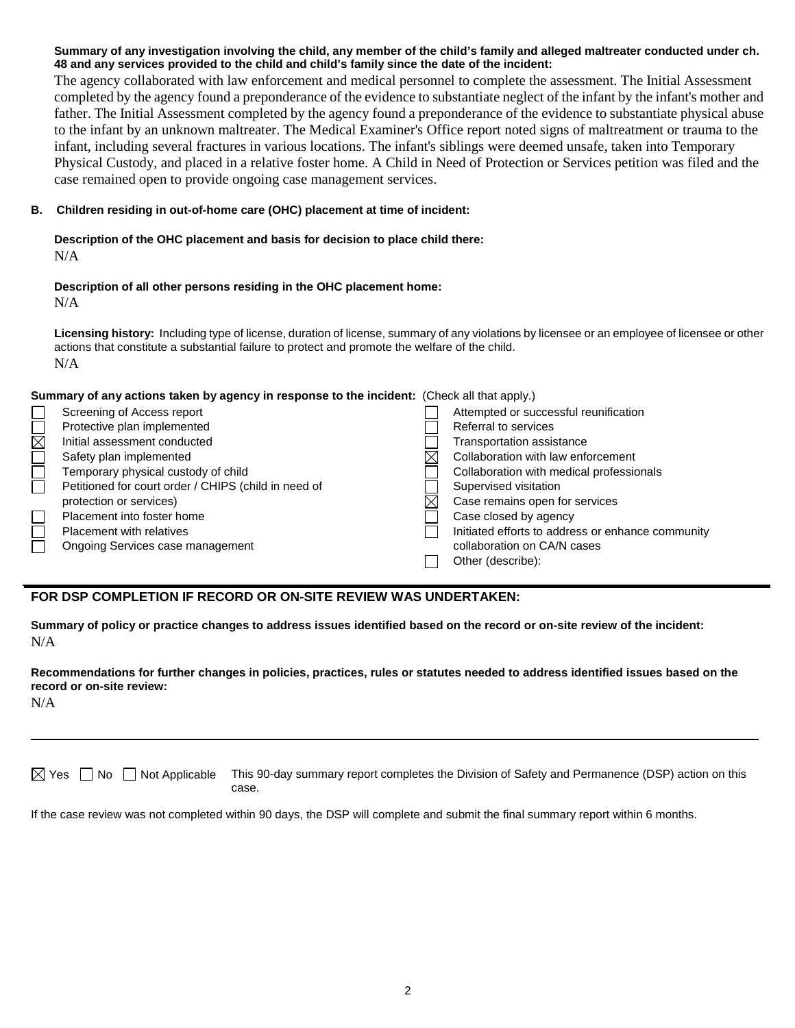**Summary of any investigation involving the child, any member of the child's family and alleged maltreater conducted under ch. 48 and any services provided to the child and child's family since the date of the incident:**

The agency collaborated with law enforcement and medical personnel to complete the assessment. The Initial Assessment completed by the agency found a preponderance of the evidence to substantiate neglect of the infant by the infant's mother and father. The Initial Assessment completed by the agency found a preponderance of the evidence to substantiate physical abuse to the infant by an unknown maltreater. The Medical Examiner's Office report noted signs of maltreatment or trauma to the infant, including several fractures in various locations. The infant's siblings were deemed unsafe, taken into Temporary Physical Custody, and placed in a relative foster home. A Child in Need of Protection or Services petition was filed and the case remained open to provide ongoing case management services.

**B. Children residing in out-of-home care (OHC) placement at time of incident:**

**Description of the OHC placement and basis for decision to place child there:**
N/A

**Description of all other persons residing in the OHC placement home:**
N/A

**Licensing history:** Including type of license, duration of license, summary of any violations by licensee or an employee of licensee or other actions that constitute a substantial failure to protect and promote the welfare of the child.
N/A

**Summary of any actions taken by agency in response to the incident:** (Check all that apply.)

- ☐ Screening of Access report
- ☐ Protective plan implemented
- ☒ Initial assessment conducted
- ☐ Safety plan implemented
- ☐ Temporary physical custody of child
- ☐ Petitioned for court order / CHIPS (child in need of protection or services)
- ☐ Placement into foster home
- ☐ Placement with relatives
- ☐ Ongoing Services case management
- ☐ Attempted or successful reunification
- ☐ Referral to services
- ☐ Transportation assistance
- ☒ Collaboration with law enforcement
- ☐ Collaboration with medical professionals
- ☐ Supervised visitation
- ☒ Case remains open for services
- ☐ Case closed by agency
- ☐ Initiated efforts to address or enhance community collaboration on CA/N cases
- ☐ Other (describe):

## FOR DSP COMPLETION IF RECORD OR ON-SITE REVIEW WAS UNDERTAKEN:

**Summary of policy or practice changes to address issues identified based on the record or on-site review of the incident:**
N/A

**Recommendations for further changes in policies, practices, rules or statutes needed to address identified issues based on the record or on-site review:**
N/A

☒ Yes ☐ No ☐ Not Applicable This 90-day summary report completes the Division of Safety and Permanence (DSP) action on this case.

If the case review was not completed within 90 days, the DSP will complete and submit the final summary report within 6 months.